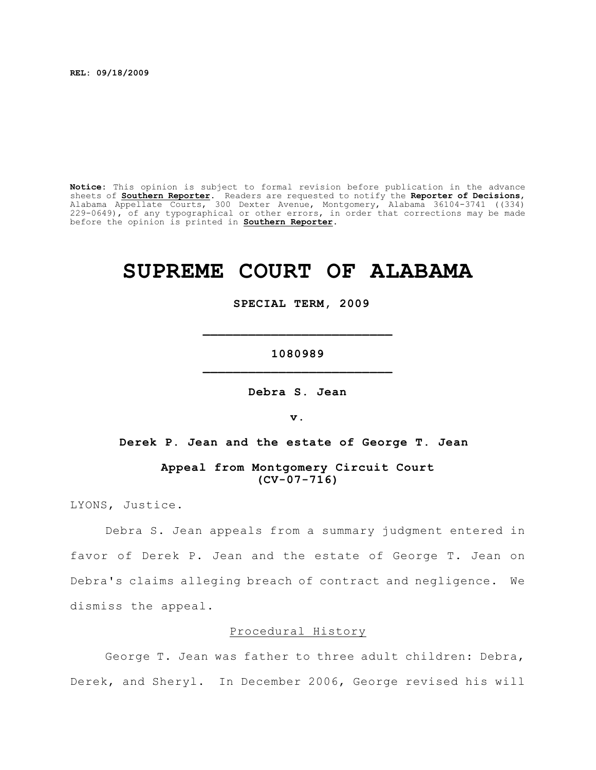REL: 09/18/2009

**Notice:** This opinion is subject to formal revision before publication in the advance sheets of **Southern Reporter**. Readers are requested to notify the **Reporter of Decisions**, Alabama Appellate Courts, 300 Dexter Avenue, Montgomery, Alabama 36104-3741 ((334) 229-0649), of any typographical or other errors, in order that corrections may be made before the opinion is printed in **Southern Reporter**.

# SUPREME COURT OF ALABAMA

**SPECIAL TERM, 2009**

_________________________

**1080989**

_________________________

**Debra S. Jean**

**v.**

**Derek P. Jean and the estate of George T. Jean**

**Appeal from Montgomery Circuit Court (CV-07-716)**

LYONS, Justice.

Debra S. Jean appeals from a summary judgment entered in favor of Derek P. Jean and the estate of George T. Jean on Debra's claims alleging breach of contract and negligence. We dismiss the appeal.

## Procedural History

George T. Jean was father to three adult children: Debra, Derek, and Sheryl. In December 2006, George revised his will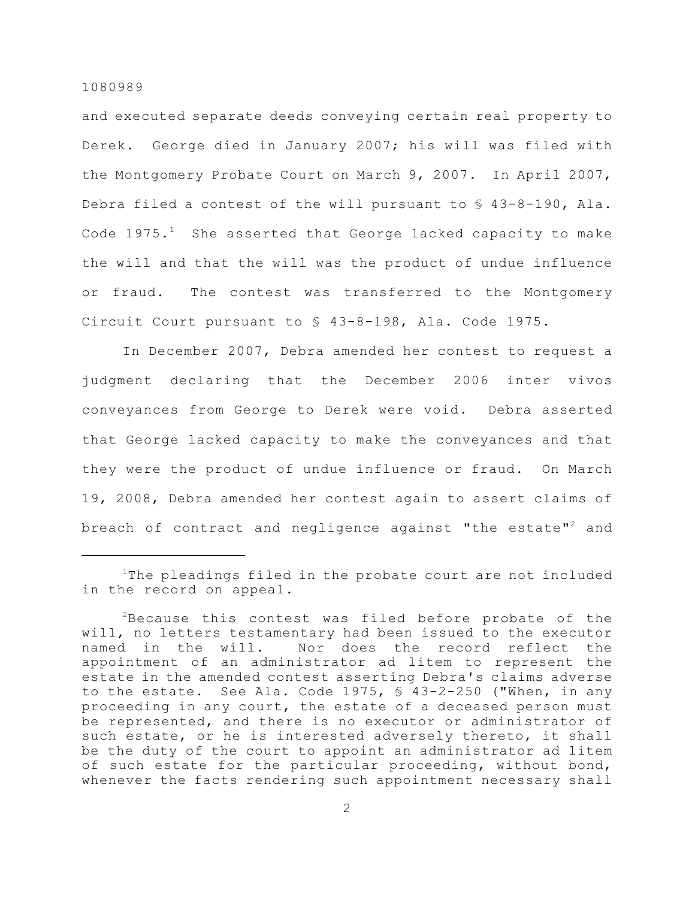and executed separate deeds conveying certain real property to Derek. George died in January 2007; his will was filed with the Montgomery Probate Court on March 9, 2007. In April 2007, Debra filed a contest of the will pursuant to § 43-8-190, Ala. Code 1975.[1] She asserted that George lacked capacity to make the will and that the will was the product of undue influence or fraud. The contest was transferred to the Montgomery Circuit Court pursuant to § 43-8-198, Ala. Code 1975.

In December 2007, Debra amended her contest to request a judgment declaring that the December 2006 inter vivos conveyances from George to Derek were void. Debra asserted that George lacked capacity to make the conveyances and that they were the product of undue influence or fraud. On March 19, 2008, Debra amended her contest again to assert claims of breach of contract and negligence against "the estate"[2] and

---

[1]The pleadings filed in the probate court are not included in the record on appeal.

[2]Because this contest was filed before probate of the will, no letters testamentary had been issued to the executor named in the will. Nor does the record reflect the appointment of an administrator ad litem to represent the estate in the amended contest asserting Debra's claims adverse to the estate. See Ala. Code 1975, § 43-2-250 ("When, in any proceeding in any court, the estate of a deceased person must be represented, and there is no executor or administrator of such estate, or he is interested adversely thereto, it shall be the duty of the court to appoint an administrator ad litem of such estate for the particular proceeding, without bond, whenever the facts rendering such appointment necessary shall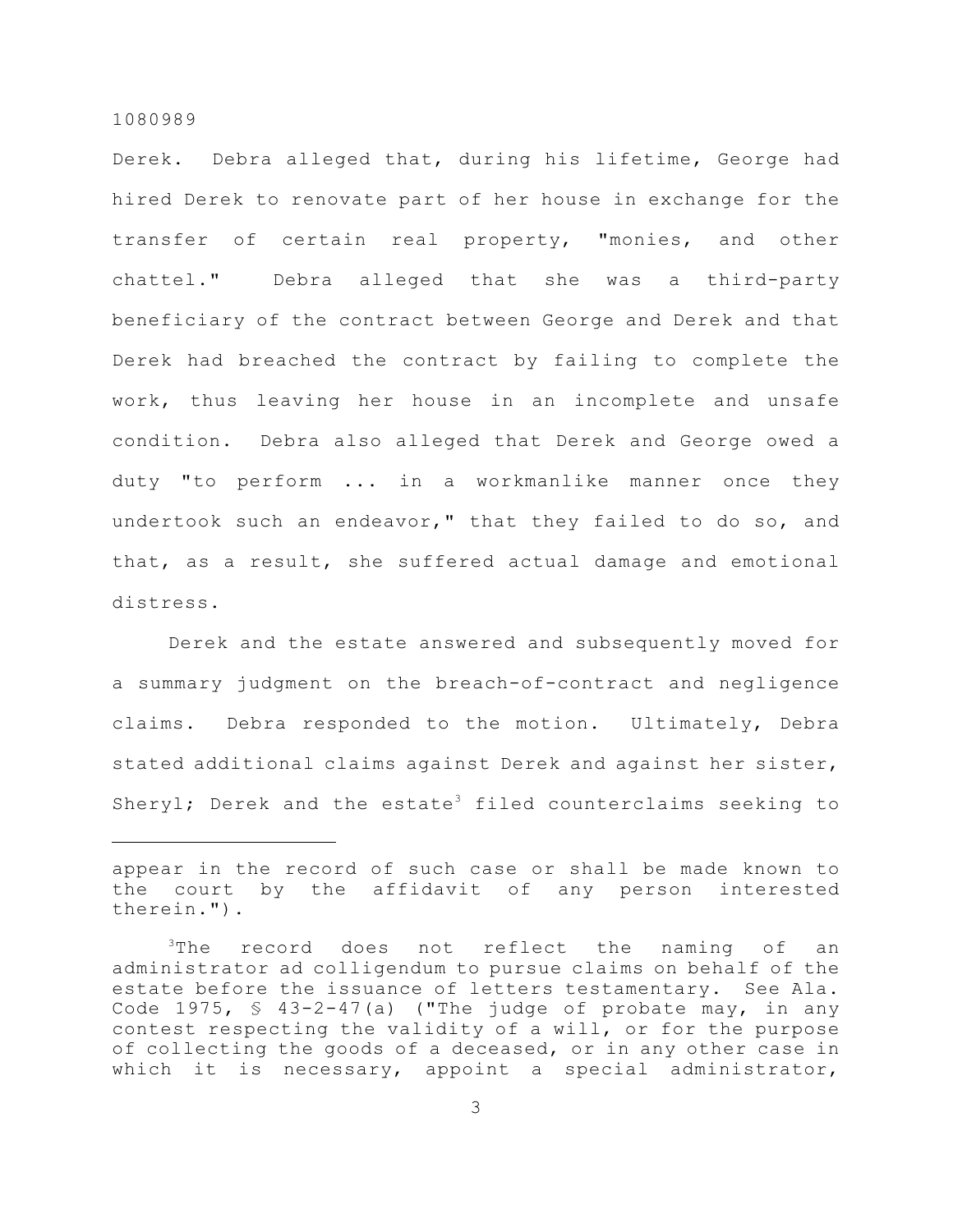Derek. Debra alleged that, during his lifetime, George had hired Derek to renovate part of her house in exchange for the transfer of certain real property, "monies, and other chattel." Debra alleged that she was a third-party beneficiary of the contract between George and Derek and that Derek had breached the contract by failing to complete the work, thus leaving her house in an incomplete and unsafe condition. Debra also alleged that Derek and George owed a duty "to perform ... in a workmanlike manner once they undertook such an endeavor," that they failed to do so, and that, as a result, she suffered actual damage and emotional distress.

Derek and the estate answered and subsequently moved for a summary judgment on the breach-of-contract and negligence claims. Debra responded to the motion. Ultimately, Debra stated additional claims against Derek and against her sister, Sheryl; Derek and the estate[3] filed counterclaims seeking to

---

appear in the record of such case or shall be made known to the court by the affidavit of any person interested therein.").

[3]The record does not reflect the naming of an administrator ad colligendum to pursue claims on behalf of the estate before the issuance of letters testamentary. See Ala. Code 1975, § 43-2-47(a) ("The judge of probate may, in any contest respecting the validity of a will, or for the purpose of collecting the goods of a deceased, or in any other case in which it is necessary, appoint a special administrator,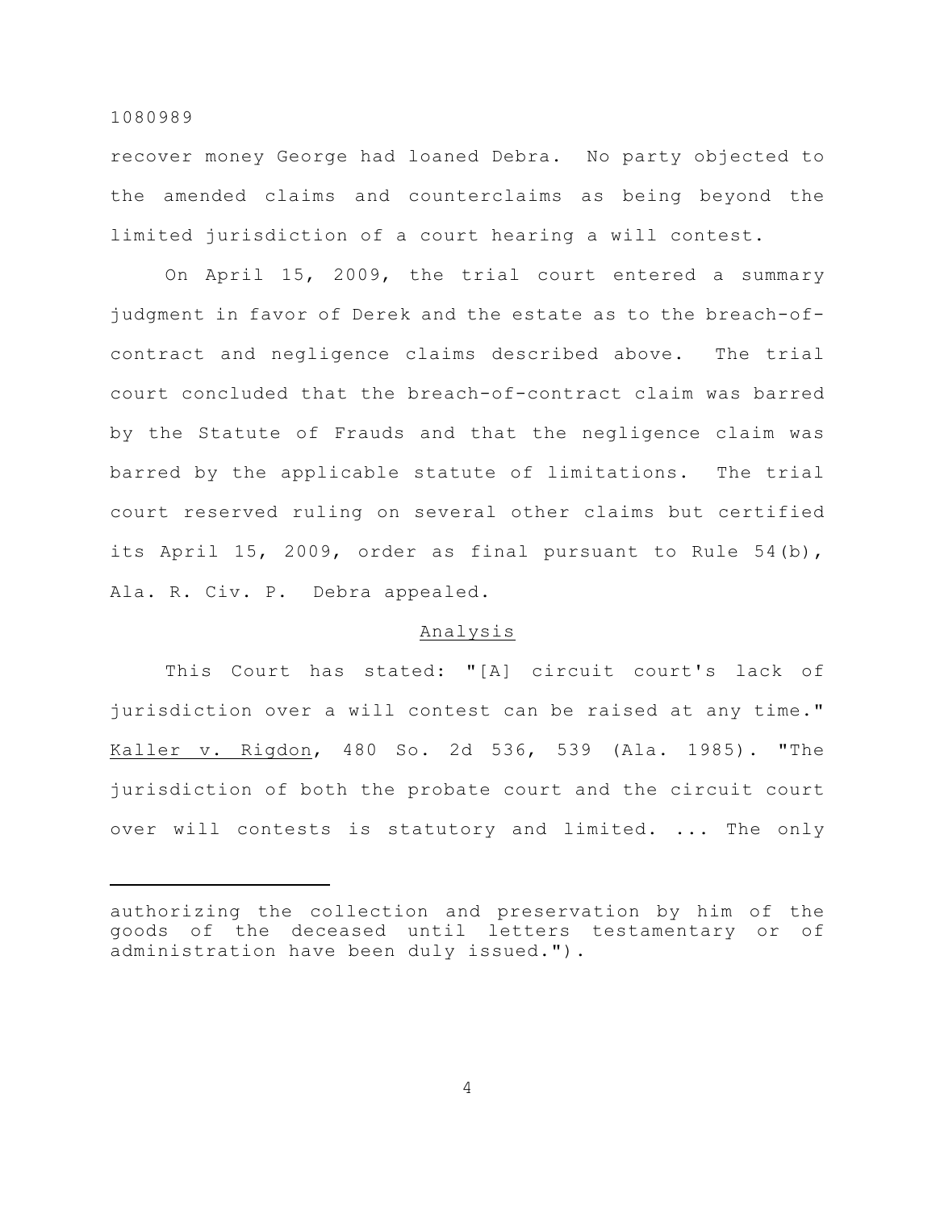recover money George had loaned Debra. No party objected to the amended claims and counterclaims as being beyond the limited jurisdiction of a court hearing a will contest.

On April 15, 2009, the trial court entered a summary judgment in favor of Derek and the estate as to the breach-of-contract and negligence claims described above. The trial court concluded that the breach-of-contract claim was barred by the Statute of Frauds and that the negligence claim was barred by the applicable statute of limitations. The trial court reserved ruling on several other claims but certified its April 15, 2009, order as final pursuant to Rule 54(b), Ala. R. Civ. P. Debra appealed.

## Analysis

This Court has stated: "[A] circuit court's lack of jurisdiction over a will contest can be raised at any time." Kaller v. Rigdon, 480 So. 2d 536, 539 (Ala. 1985). "The jurisdiction of both the probate court and the circuit court over will contests is statutory and limited. ... The only

---

authorizing the collection and preservation by him of the goods of the deceased until letters testamentary or of administration have been duly issued.").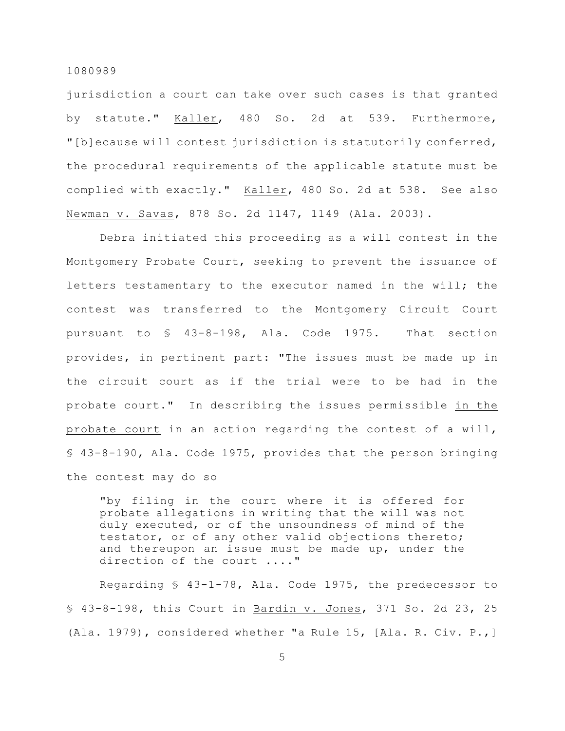jurisdiction a court can take over such cases is that granted by statute." Kaller, 480 So. 2d at 539. Furthermore, "[b]ecause will contest jurisdiction is statutorily conferred, the procedural requirements of the applicable statute must be complied with exactly." Kaller, 480 So. 2d at 538. See also Newman v. Savas, 878 So. 2d 1147, 1149 (Ala. 2003).

Debra initiated this proceeding as a will contest in the Montgomery Probate Court, seeking to prevent the issuance of letters testamentary to the executor named in the will; the contest was transferred to the Montgomery Circuit Court pursuant to § 43-8-198, Ala. Code 1975. That section provides, in pertinent part: "The issues must be made up in the circuit court as if the trial were to be had in the probate court." In describing the issues permissible in the probate court in an action regarding the contest of a will, § 43-8-190, Ala. Code 1975, provides that the person bringing the contest may do so

> "by filing in the court where it is offered for probate allegations in writing that the will was not duly executed, or of the unsoundness of mind of the testator, or of any other valid objections thereto; and thereupon an issue must be made up, under the direction of the court ...."

Regarding § 43-1-78, Ala. Code 1975, the predecessor to § 43-8-198, this Court in Bardin v. Jones, 371 So. 2d 23, 25 (Ala. 1979), considered whether "a Rule 15, [Ala. R. Civ. P.,]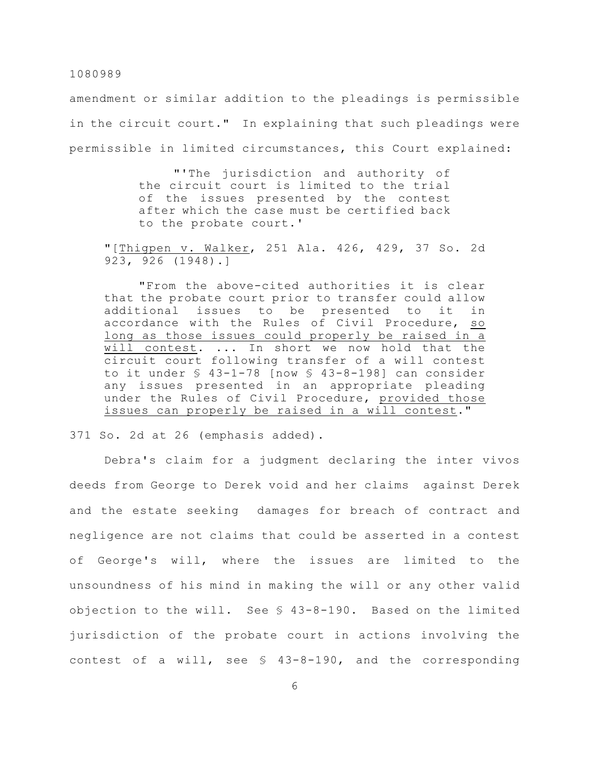amendment or similar addition to the pleadings is permissible in the circuit court." In explaining that such pleadings were permissible in limited circumstances, this Court explained:

> "'The jurisdiction and authority of the circuit court is limited to the trial of the issues presented by the contest after which the case must be certified back to the probate court.'
>
> "[Thigpen v. Walker, 251 Ala. 426, 429, 37 So. 2d 923, 926 (1948).]
>
> "From the above-cited authorities it is clear that the probate court prior to transfer could allow additional issues to be presented to it in accordance with the Rules of Civil Procedure, so long as those issues could properly be raised in a will contest. ... In short we now hold that the circuit court following transfer of a will contest to it under § 43-1-78 [now § 43-8-198] can consider any issues presented in an appropriate pleading under the Rules of Civil Procedure, provided those issues can properly be raised in a will contest."

371 So. 2d at 26 (emphasis added).

Debra's claim for a judgment declaring the inter vivos deeds from George to Derek void and her claims against Derek and the estate seeking damages for breach of contract and negligence are not claims that could be asserted in a contest of George's will, where the issues are limited to the unsoundness of his mind in making the will or any other valid objection to the will. See § 43-8-190. Based on the limited jurisdiction of the probate court in actions involving the contest of a will, see § 43-8-190, and the corresponding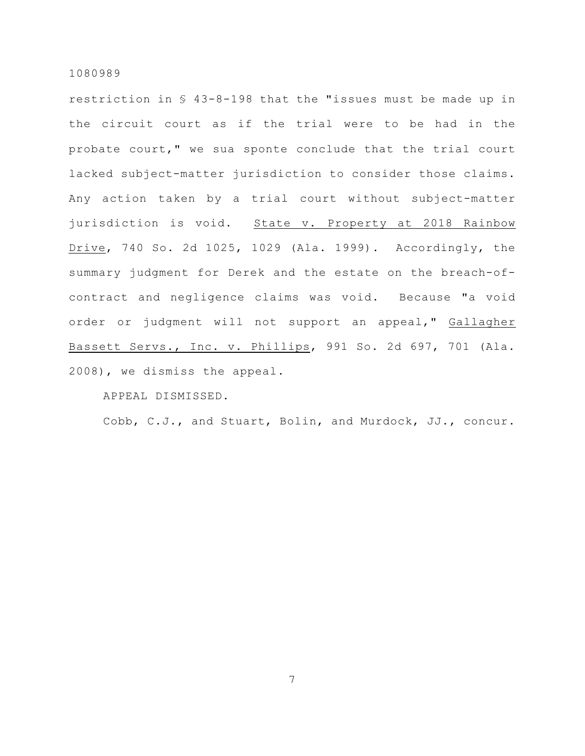restriction in § 43-8-198 that the "issues must be made up in the circuit court as if the trial were to be had in the probate court," we sua sponte conclude that the trial court lacked subject-matter jurisdiction to consider those claims. Any action taken by a trial court without subject-matter jurisdiction is void. State v. Property at 2018 Rainbow Drive, 740 So. 2d 1025, 1029 (Ala. 1999). Accordingly, the summary judgment for Derek and the estate on the breach-of-contract and negligence claims was void. Because "a void order or judgment will not support an appeal," Gallagher Bassett Servs., Inc. v. Phillips, 991 So. 2d 697, 701 (Ala. 2008), we dismiss the appeal.

APPEAL DISMISSED.

Cobb, C.J., and Stuart, Bolin, and Murdock, JJ., concur.